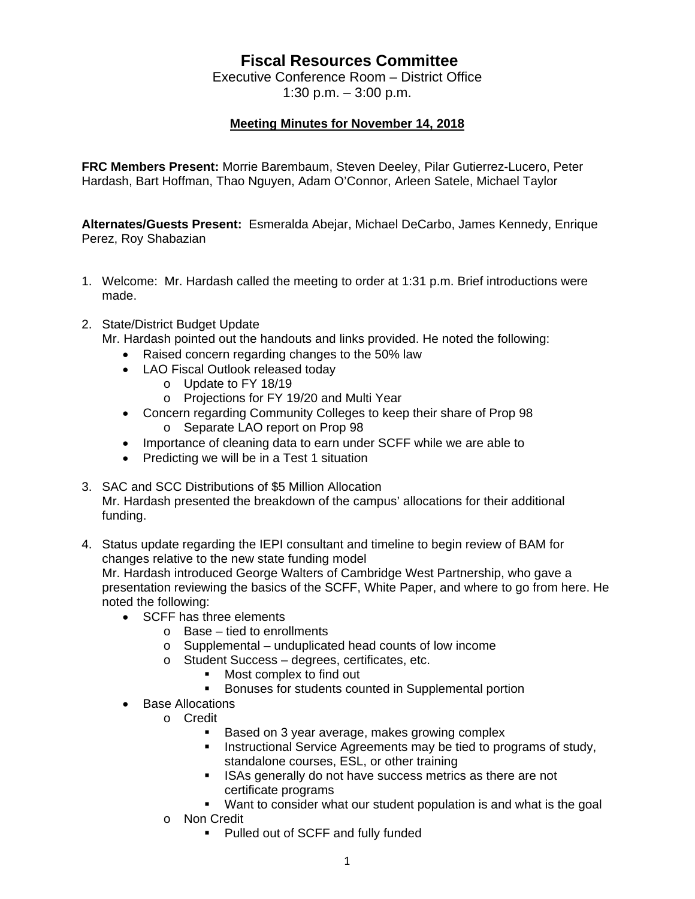# Fiscal Resources Committee

Executive Conference Room – District Office
1:30 p.m. – 3:00 p.m.

## Meeting Minutes for November 14, 2018

**FRC Members Present:** Morrie Barembaum, Steven Deeley, Pilar Gutierrez-Lucero, Peter Hardash, Bart Hoffman, Thao Nguyen, Adam O'Connor, Arleen Satele, Michael Taylor

**Alternates/Guests Present:** Esmeralda Abejar, Michael DeCarbo, James Kennedy, Enrique Perez, Roy Shabazian

1. Welcome: Mr. Hardash called the meeting to order at 1:31 p.m. Brief introductions were made.

2. State/District Budget Update
   Mr. Hardash pointed out the handouts and links provided. He noted the following:
   - Raised concern regarding changes to the 50% law
   - LAO Fiscal Outlook released today
     - Update to FY 18/19
     - Projections for FY 19/20 and Multi Year
   - Concern regarding Community Colleges to keep their share of Prop 98
     - Separate LAO report on Prop 98
   - Importance of cleaning data to earn under SCFF while we are able to
   - Predicting we will be in a Test 1 situation

3. SAC and SCC Distributions of $5 Million Allocation
   Mr. Hardash presented the breakdown of the campus' allocations for their additional funding.

4. Status update regarding the IEPI consultant and timeline to begin review of BAM for changes relative to the new state funding model
   Mr. Hardash introduced George Walters of Cambridge West Partnership, who gave a presentation reviewing the basics of the SCFF, White Paper, and where to go from here. He noted the following:
   - SCFF has three elements
     - Base – tied to enrollments
     - Supplemental – unduplicated head counts of low income
     - Student Success – degrees, certificates, etc.
       - Most complex to find out
       - Bonuses for students counted in Supplemental portion
   - Base Allocations
     - Credit
       - Based on 3 year average, makes growing complex
       - Instructional Service Agreements may be tied to programs of study, standalone courses, ESL, or other training
       - ISAs generally do not have success metrics as there are not certificate programs
       - Want to consider what our student population is and what is the goal
     - Non Credit
       - Pulled out of SCFF and fully funded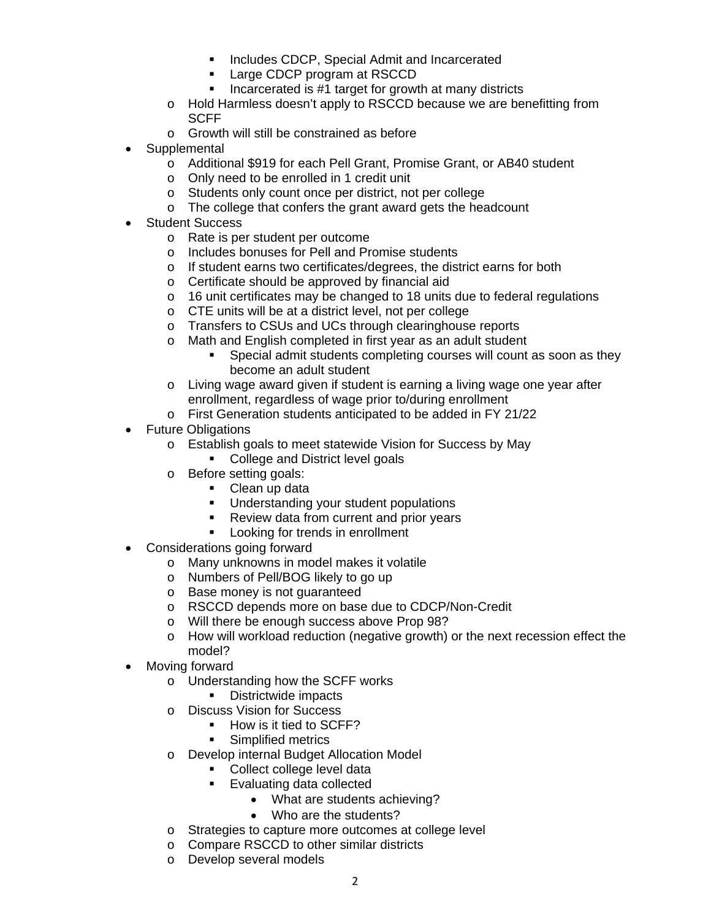- Includes CDCP, Special Admit and Incarcerated
        - Large CDCP program at RSCCD
        - Incarcerated is #1 target for growth at many districts
    - Hold Harmless doesn't apply to RSCCD because we are benefitting from SCFF
    - Growth will still be constrained as before
- Supplemental
    - Additional $919 for each Pell Grant, Promise Grant, or AB40 student
    - Only need to be enrolled in 1 credit unit
    - Students only count once per district, not per college
    - The college that confers the grant award gets the headcount
- Student Success
    - Rate is per student per outcome
    - Includes bonuses for Pell and Promise students
    - If student earns two certificates/degrees, the district earns for both
    - Certificate should be approved by financial aid
    - 16 unit certificates may be changed to 18 units due to federal regulations
    - CTE units will be at a district level, not per college
    - Transfers to CSUs and UCs through clearinghouse reports
    - Math and English completed in first year as an adult student
        - Special admit students completing courses will count as soon as they become an adult student
    - Living wage award given if student is earning a living wage one year after enrollment, regardless of wage prior to/during enrollment
    - First Generation students anticipated to be added in FY 21/22
- Future Obligations
    - Establish goals to meet statewide Vision for Success by May
        - College and District level goals
    - Before setting goals:
        - Clean up data
        - Understanding your student populations
        - Review data from current and prior years
        - Looking for trends in enrollment
- Considerations going forward
    - Many unknowns in model makes it volatile
    - Numbers of Pell/BOG likely to go up
    - Base money is not guaranteed
    - RSCCD depends more on base due to CDCP/Non-Credit
    - Will there be enough success above Prop 98?
    - How will workload reduction (negative growth) or the next recession effect the model?
- Moving forward
    - Understanding how the SCFF works
        - Districtwide impacts
    - Discuss Vision for Success
        - How is it tied to SCFF?
        - Simplified metrics
    - Develop internal Budget Allocation Model
        - Collect college level data
        - Evaluating data collected
            - What are students achieving?
            - Who are the students?
    - Strategies to capture more outcomes at college level
    - Compare RSCCD to other similar districts
    - Develop several models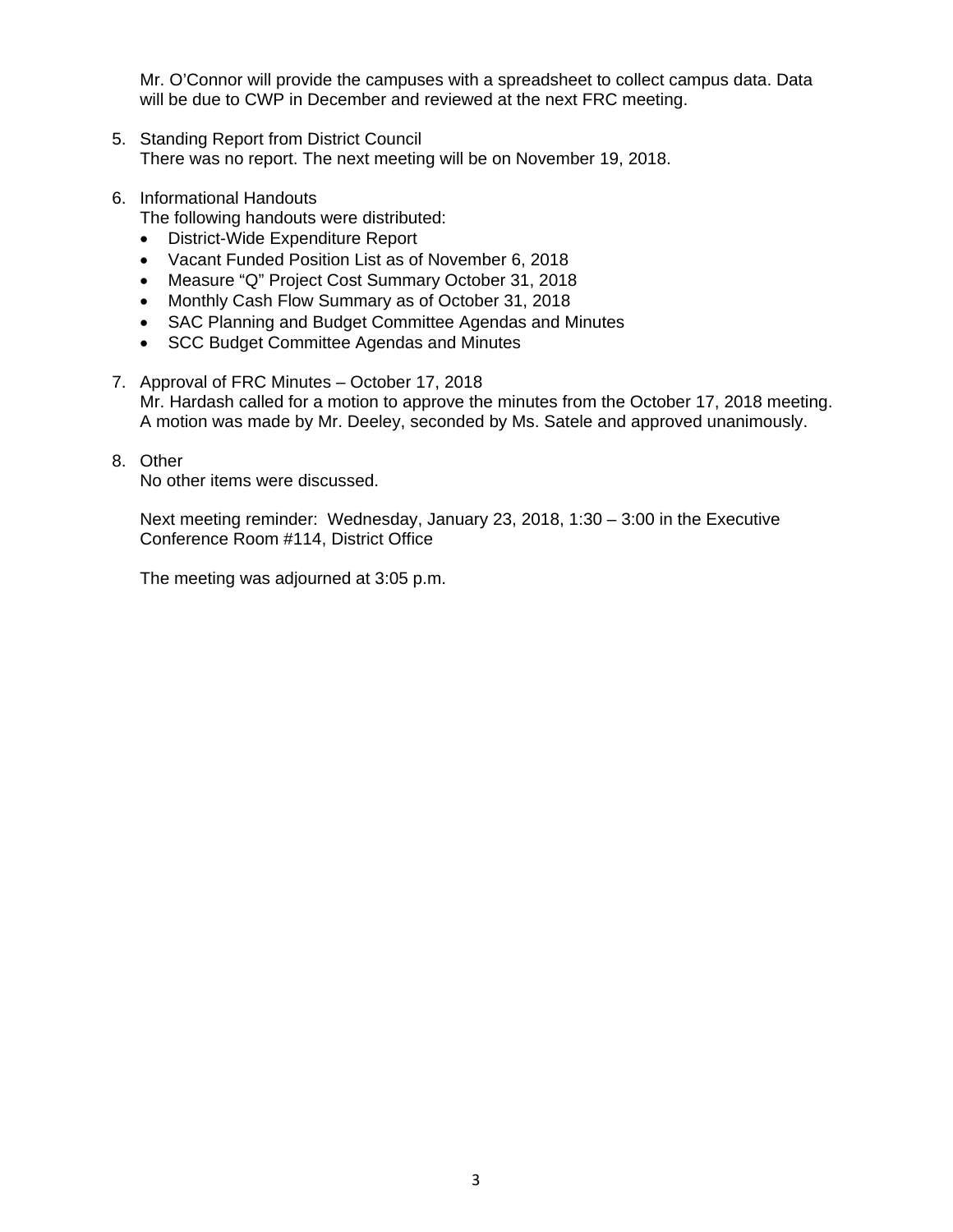Mr. O'Connor will provide the campuses with a spreadsheet to collect campus data. Data will be due to CWP in December and reviewed at the next FRC meeting.

5. Standing Report from District Council
   There was no report. The next meeting will be on November 19, 2018.

6. Informational Handouts
   The following handouts were distributed:
   - District-Wide Expenditure Report
   - Vacant Funded Position List as of November 6, 2018
   - Measure "Q" Project Cost Summary October 31, 2018
   - Monthly Cash Flow Summary as of October 31, 2018
   - SAC Planning and Budget Committee Agendas and Minutes
   - SCC Budget Committee Agendas and Minutes

7. Approval of FRC Minutes – October 17, 2018
   Mr. Hardash called for a motion to approve the minutes from the October 17, 2018 meeting. A motion was made by Mr. Deeley, seconded by Ms. Satele and approved unanimously.

8. Other
   No other items were discussed.

   Next meeting reminder: Wednesday, January 23, 2018, 1:30 – 3:00 in the Executive Conference Room #114, District Office

   The meeting was adjourned at 3:05 p.m.